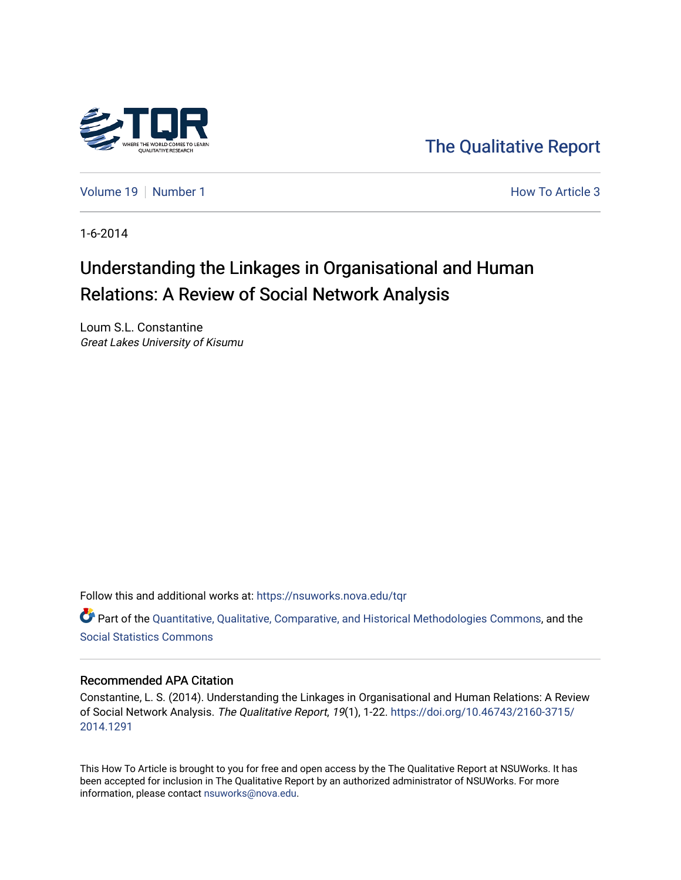The Qualitative Report

Volume 19 | Number 1 | How To Article 3

1-6-2014

# Understanding the Linkages in Organisational and Human Relations: A Review of Social Network Analysis

Loum S.L. Constantine
*Great Lakes University of Kisumu*

Follow this and additional works at: https://nsuworks.nova.edu/tqr

Part of the Quantitative, Qualitative, Comparative, and Historical Methodologies Commons, and the Social Statistics Commons

## Recommended APA Citation

Constantine, L. S. (2014). Understanding the Linkages in Organisational and Human Relations: A Review of Social Network Analysis. *The Qualitative Report*, *19*(1), 1-22. https://doi.org/10.46743/2160-3715/2014.1291

This How To Article is brought to you for free and open access by the The Qualitative Report at NSUWorks. It has been accepted for inclusion in The Qualitative Report by an authorized administrator of NSUWorks. For more information, please contact nsuworks@nova.edu.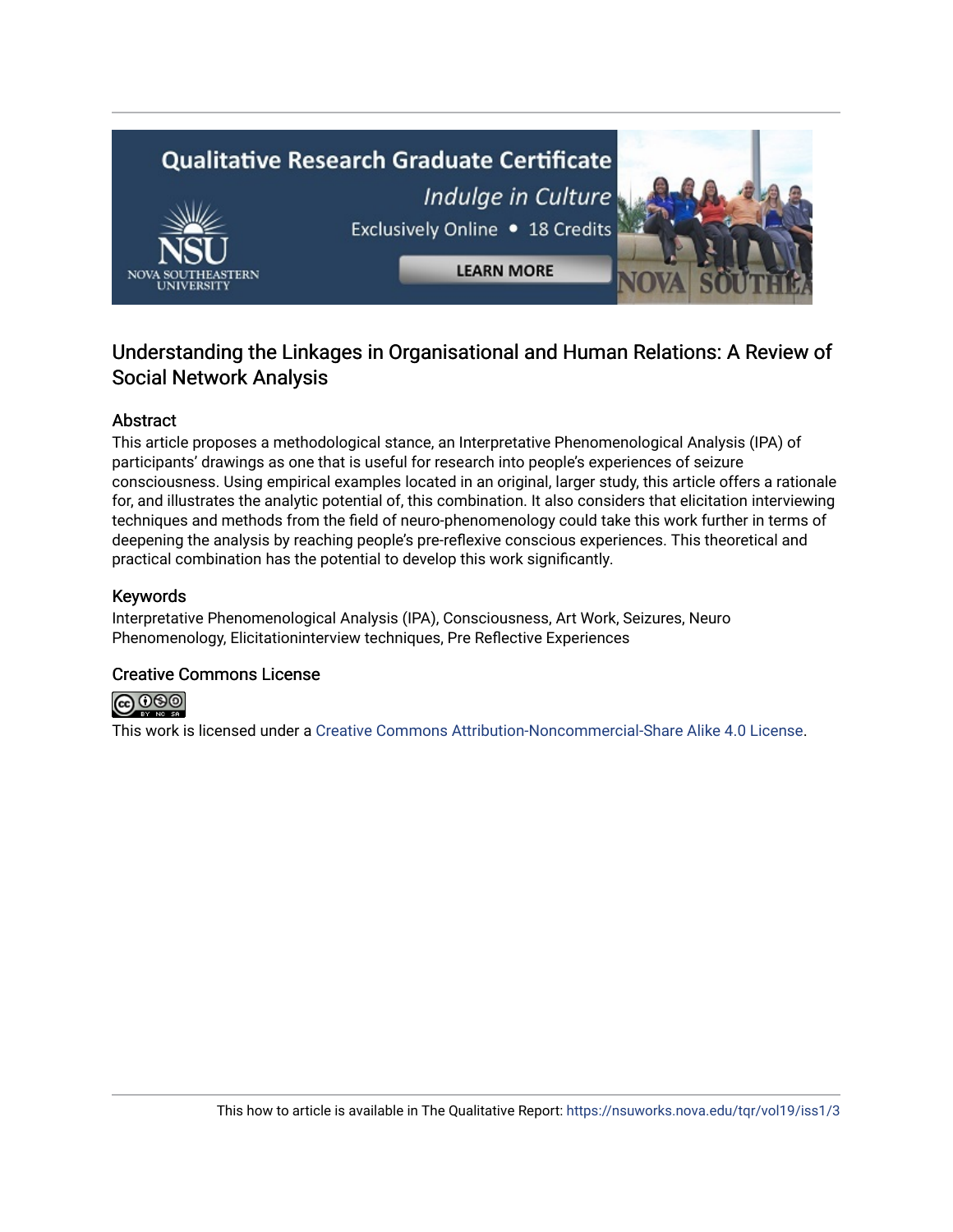## Understanding the Linkages in Organisational and Human Relations: A Review of Social Network Analysis

### Abstract

This article proposes a methodological stance, an Interpretative Phenomenological Analysis (IPA) of participants' drawings as one that is useful for research into people's experiences of seizure consciousness. Using empirical examples located in an original, larger study, this article offers a rationale for, and illustrates the analytic potential of, this combination. It also considers that elicitation interviewing techniques and methods from the field of neuro-phenomenology could take this work further in terms of deepening the analysis by reaching people's pre-reflexive conscious experiences. This theoretical and practical combination has the potential to develop this work significantly.

### Keywords

Interpretative Phenomenological Analysis (IPA), Consciousness, Art Work, Seizures, Neuro Phenomenology, Elicitationinterview techniques, Pre Reflective Experiences

### Creative Commons License

This work is licensed under a Creative Commons Attribution-Noncommercial-Share Alike 4.0 License.

This how to article is available in The Qualitative Report: https://nsuworks.nova.edu/tqr/vol19/iss1/3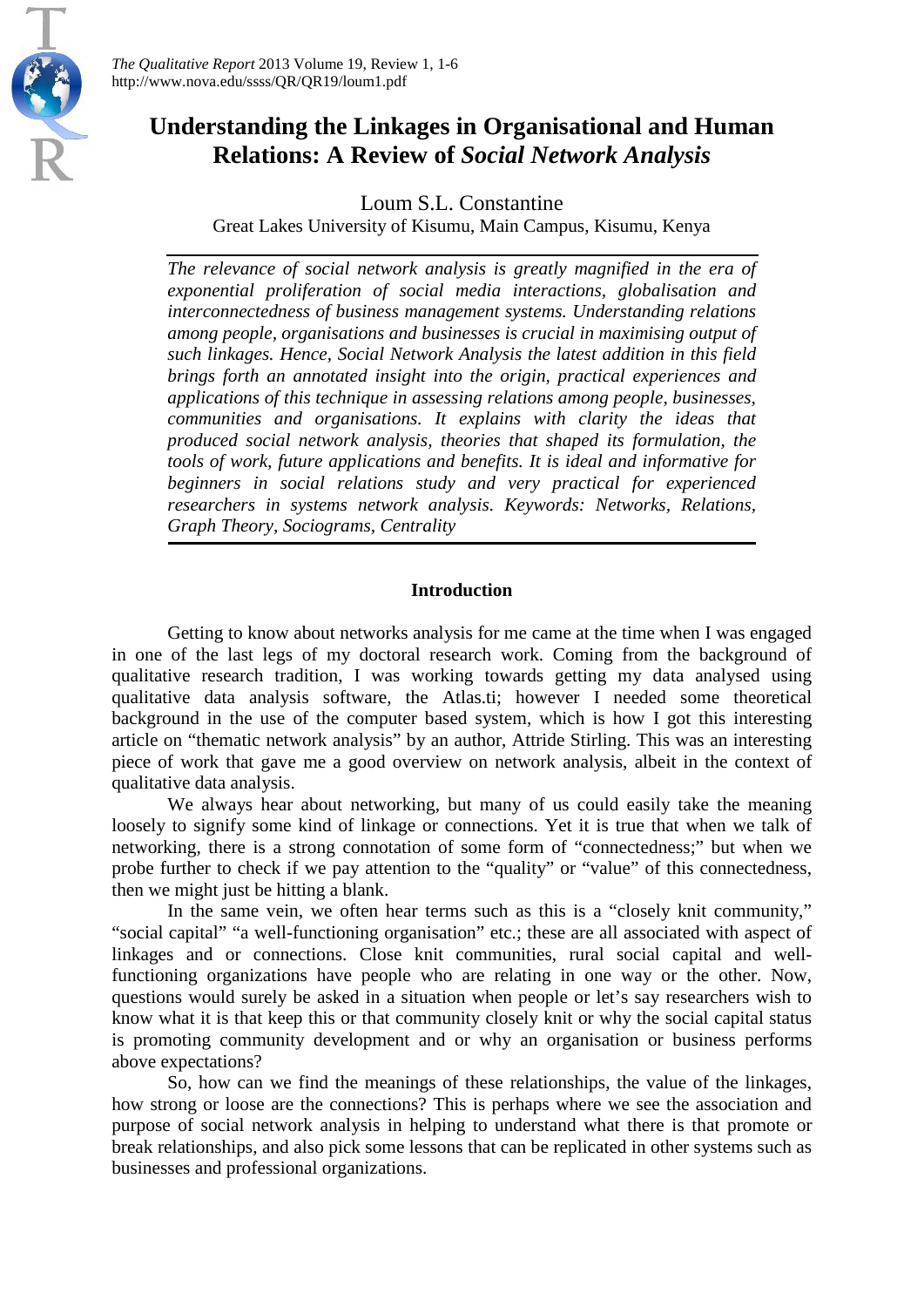# Understanding the Linkages in Organisational and Human Relations: A Review of *Social Network Analysis*

Loum S.L. Constantine

Great Lakes University of Kisumu, Main Campus, Kisumu, Kenya

*The relevance of social network analysis is greatly magnified in the era of exponential proliferation of social media interactions, globalisation and interconnectedness of business management systems. Understanding relations among people, organisations and businesses is crucial in maximising output of such linkages. Hence, Social Network Analysis the latest addition in this field brings forth an annotated insight into the origin, practical experiences and applications of this technique in assessing relations among people, businesses, communities and organisations. It explains with clarity the ideas that produced social network analysis, theories that shaped its formulation, the tools of work, future applications and benefits. It is ideal and informative for beginners in social relations study and very practical for experienced researchers in systems network analysis. Keywords: Networks, Relations, Graph Theory, Sociograms, Centrality*

## Introduction

Getting to know about networks analysis for me came at the time when I was engaged in one of the last legs of my doctoral research work. Coming from the background of qualitative research tradition, I was working towards getting my data analysed using qualitative data analysis software, the Atlas.ti; however I needed some theoretical background in the use of the computer based system, which is how I got this interesting article on "thematic network analysis" by an author, Attride Stirling. This was an interesting piece of work that gave me a good overview on network analysis, albeit in the context of qualitative data analysis.

We always hear about networking, but many of us could easily take the meaning loosely to signify some kind of linkage or connections. Yet it is true that when we talk of networking, there is a strong connotation of some form of "connectedness;" but when we probe further to check if we pay attention to the "quality" or "value" of this connectedness, then we might just be hitting a blank.

In the same vein, we often hear terms such as this is a "closely knit community," "social capital" "a well-functioning organisation" etc.; these are all associated with aspect of linkages and or connections. Close knit communities, rural social capital and well-functioning organizations have people who are relating in one way or the other. Now, questions would surely be asked in a situation when people or let's say researchers wish to know what it is that keep this or that community closely knit or why the social capital status is promoting community development and or why an organisation or business performs above expectations?

So, how can we find the meanings of these relationships, the value of the linkages, how strong or loose are the connections? This is perhaps where we see the association and purpose of social network analysis in helping to understand what there is that promote or break relationships, and also pick some lessons that can be replicated in other systems such as businesses and professional organizations.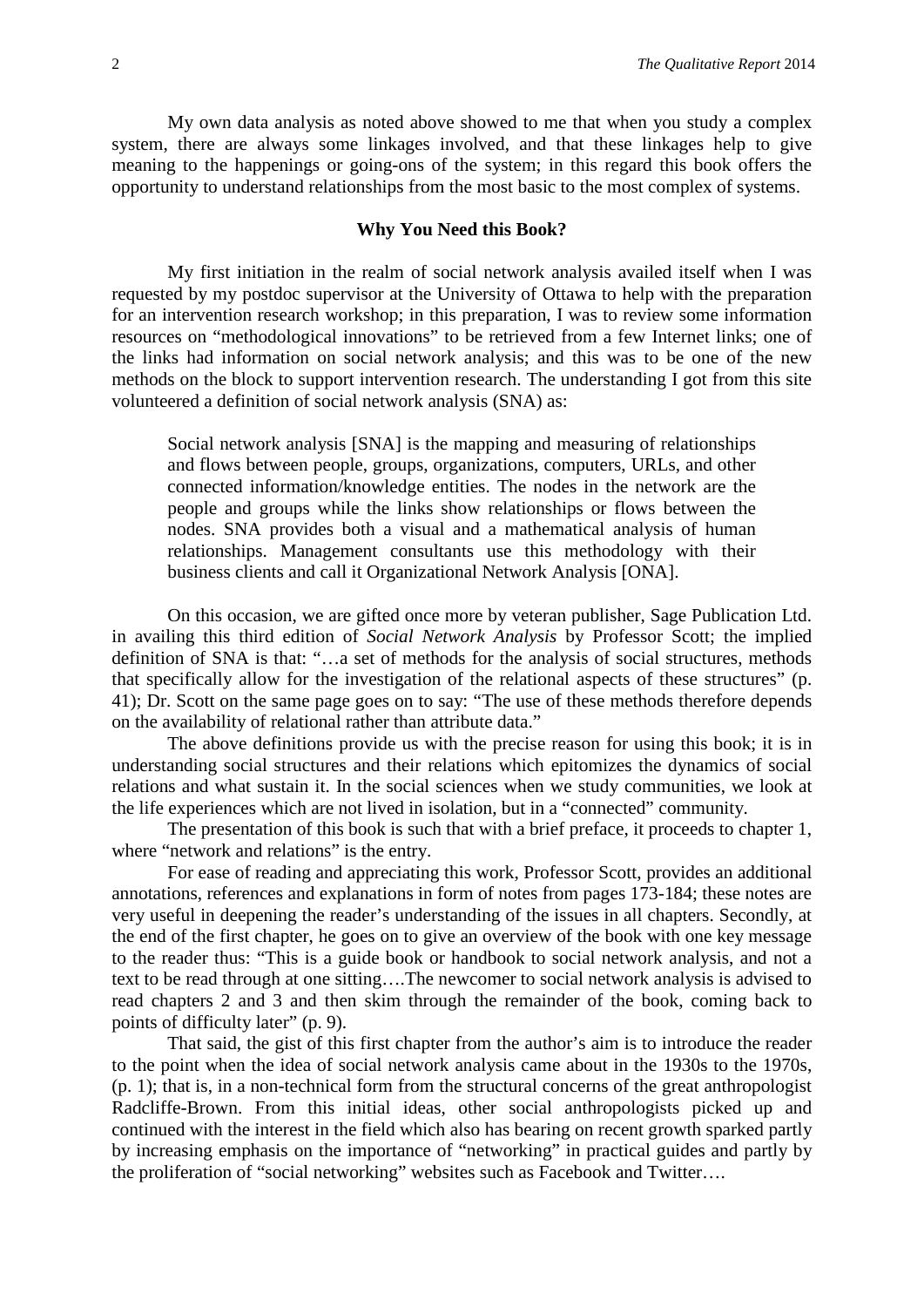My own data analysis as noted above showed to me that when you study a complex system, there are always some linkages involved, and that these linkages help to give meaning to the happenings or going-ons of the system; in this regard this book offers the opportunity to understand relationships from the most basic to the most complex of systems.

### Why You Need this Book?

My first initiation in the realm of social network analysis availed itself when I was requested by my postdoc supervisor at the University of Ottawa to help with the preparation for an intervention research workshop; in this preparation, I was to review some information resources on "methodological innovations" to be retrieved from a few Internet links; one of the links had information on social network analysis; and this was to be one of the new methods on the block to support intervention research. The understanding I got from this site volunteered a definition of social network analysis (SNA) as:

> Social network analysis [SNA] is the mapping and measuring of relationships and flows between people, groups, organizations, computers, URLs, and other connected information/knowledge entities. The nodes in the network are the people and groups while the links show relationships or flows between the nodes. SNA provides both a visual and a mathematical analysis of human relationships. Management consultants use this methodology with their business clients and call it Organizational Network Analysis [ONA].

On this occasion, we are gifted once more by veteran publisher, Sage Publication Ltd. in availing this third edition of *Social Network Analysis* by Professor Scott; the implied definition of SNA is that: "…a set of methods for the analysis of social structures, methods that specifically allow for the investigation of the relational aspects of these structures" (p. 41); Dr. Scott on the same page goes on to say: "The use of these methods therefore depends on the availability of relational rather than attribute data."

The above definitions provide us with the precise reason for using this book; it is in understanding social structures and their relations which epitomizes the dynamics of social relations and what sustain it. In the social sciences when we study communities, we look at the life experiences which are not lived in isolation, but in a "connected" community.

The presentation of this book is such that with a brief preface, it proceeds to chapter 1, where "network and relations" is the entry.

For ease of reading and appreciating this work, Professor Scott, provides an additional annotations, references and explanations in form of notes from pages 173-184; these notes are very useful in deepening the reader's understanding of the issues in all chapters. Secondly, at the end of the first chapter, he goes on to give an overview of the book with one key message to the reader thus: "This is a guide book or handbook to social network analysis, and not a text to be read through at one sitting….The newcomer to social network analysis is advised to read chapters 2 and 3 and then skim through the remainder of the book, coming back to points of difficulty later" (p. 9).

That said, the gist of this first chapter from the author's aim is to introduce the reader to the point when the idea of social network analysis came about in the 1930s to the 1970s, (p. 1); that is, in a non-technical form from the structural concerns of the great anthropologist Radcliffe-Brown. From this initial ideas, other social anthropologists picked up and continued with the interest in the field which also has bearing on recent growth sparked partly by increasing emphasis on the importance of "networking" in practical guides and partly by the proliferation of "social networking" websites such as Facebook and Twitter….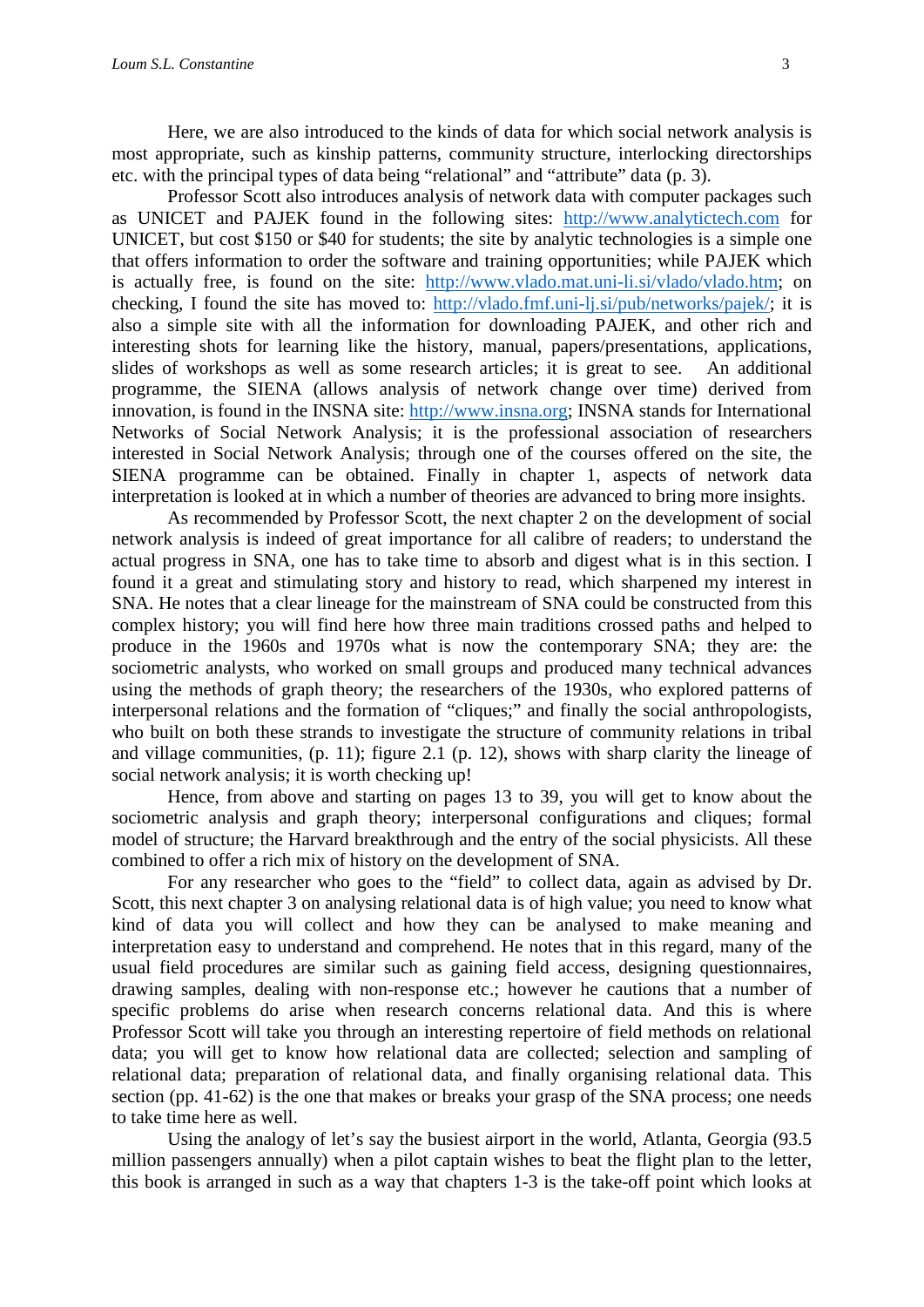Here, we are also introduced to the kinds of data for which social network analysis is most appropriate, such as kinship patterns, community structure, interlocking directorships etc. with the principal types of data being "relational" and "attribute" data (p. 3).

Professor Scott also introduces analysis of network data with computer packages such as UNICET and PAJEK found in the following sites: http://www.analytictech.com for UNICET, but cost $150 or $40 for students; the site by analytic technologies is a simple one that offers information to order the software and training opportunities; while PAJEK which is actually free, is found on the site: http://www.vlado.mat.uni-li.si/vlado/vlado.htm; on checking, I found the site has moved to: http://vlado.fmf.uni-lj.si/pub/networks/pajek/; it is also a simple site with all the information for downloading PAJEK, and other rich and interesting shots for learning like the history, manual, papers/presentations, applications, slides of workshops as well as some research articles; it is great to see. An additional programme, the SIENA (allows analysis of network change over time) derived from innovation, is found in the INSNA site: http://www.insna.org; INSNA stands for International Networks of Social Network Analysis; it is the professional association of researchers interested in Social Network Analysis; through one of the courses offered on the site, the SIENA programme can be obtained. Finally in chapter 1, aspects of network data interpretation is looked at in which a number of theories are advanced to bring more insights.

As recommended by Professor Scott, the next chapter 2 on the development of social network analysis is indeed of great importance for all calibre of readers; to understand the actual progress in SNA, one has to take time to absorb and digest what is in this section. I found it a great and stimulating story and history to read, which sharpened my interest in SNA. He notes that a clear lineage for the mainstream of SNA could be constructed from this complex history; you will find here how three main traditions crossed paths and helped to produce in the 1960s and 1970s what is now the contemporary SNA; they are: the sociometric analysts, who worked on small groups and produced many technical advances using the methods of graph theory; the researchers of the 1930s, who explored patterns of interpersonal relations and the formation of "cliques;" and finally the social anthropologists, who built on both these strands to investigate the structure of community relations in tribal and village communities, (p. 11); figure 2.1 (p. 12), shows with sharp clarity the lineage of social network analysis; it is worth checking up!

Hence, from above and starting on pages 13 to 39, you will get to know about the sociometric analysis and graph theory; interpersonal configurations and cliques; formal model of structure; the Harvard breakthrough and the entry of the social physicists. All these combined to offer a rich mix of history on the development of SNA.

For any researcher who goes to the "field" to collect data, again as advised by Dr. Scott, this next chapter 3 on analysing relational data is of high value; you need to know what kind of data you will collect and how they can be analysed to make meaning and interpretation easy to understand and comprehend. He notes that in this regard, many of the usual field procedures are similar such as gaining field access, designing questionnaires, drawing samples, dealing with non-response etc.; however he cautions that a number of specific problems do arise when research concerns relational data. And this is where Professor Scott will take you through an interesting repertoire of field methods on relational data; you will get to know how relational data are collected; selection and sampling of relational data; preparation of relational data, and finally organising relational data. This section (pp. 41-62) is the one that makes or breaks your grasp of the SNA process; one needs to take time here as well.

Using the analogy of let's say the busiest airport in the world, Atlanta, Georgia (93.5 million passengers annually) when a pilot captain wishes to beat the flight plan to the letter, this book is arranged in such as a way that chapters 1-3 is the take-off point which looks at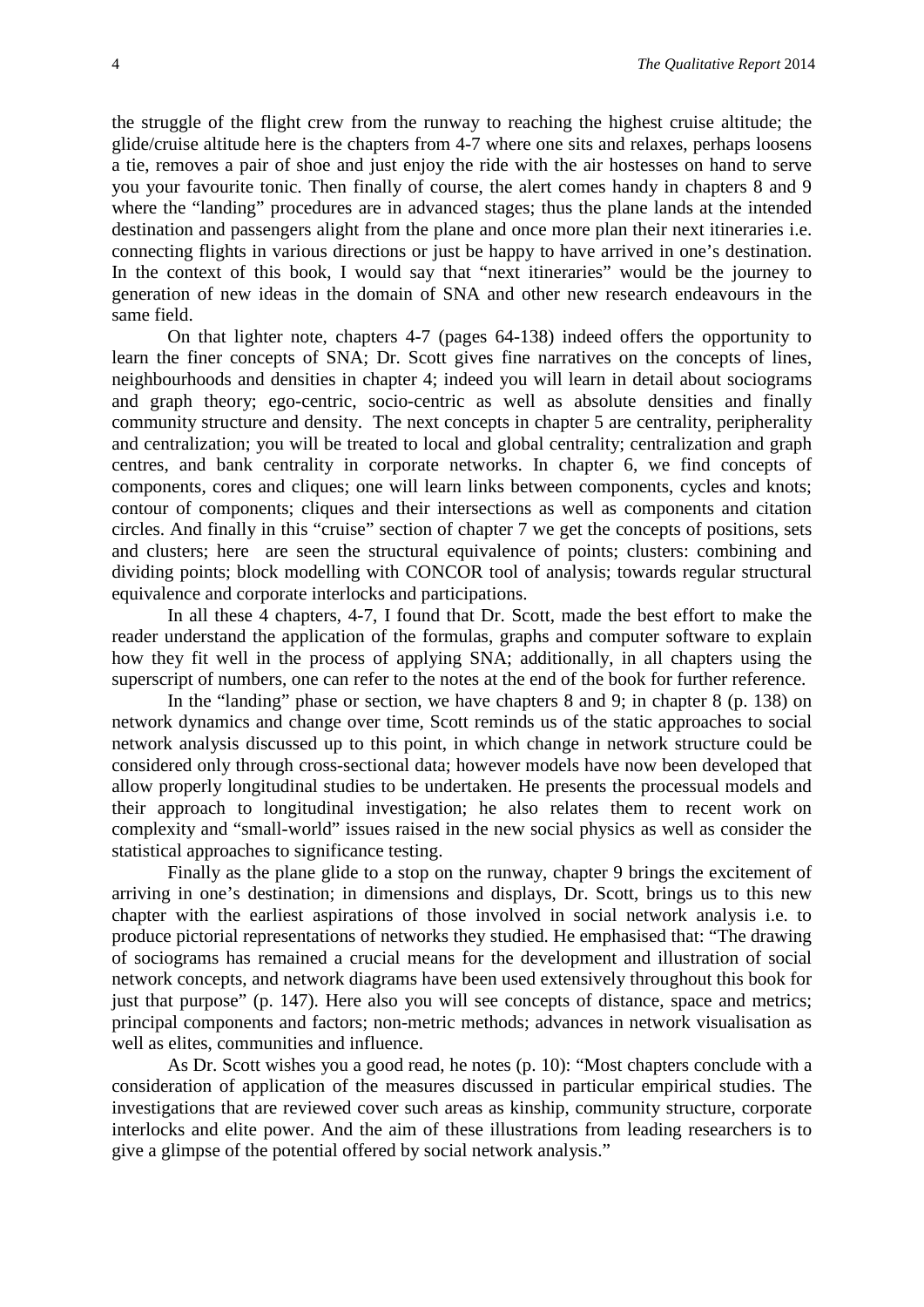the struggle of the flight crew from the runway to reaching the highest cruise altitude; the glide/cruise altitude here is the chapters from 4-7 where one sits and relaxes, perhaps loosens a tie, removes a pair of shoe and just enjoy the ride with the air hostesses on hand to serve you your favourite tonic. Then finally of course, the alert comes handy in chapters 8 and 9 where the "landing" procedures are in advanced stages; thus the plane lands at the intended destination and passengers alight from the plane and once more plan their next itineraries i.e. connecting flights in various directions or just be happy to have arrived in one's destination. In the context of this book, I would say that "next itineraries" would be the journey to generation of new ideas in the domain of SNA and other new research endeavours in the same field.

On that lighter note, chapters 4-7 (pages 64-138) indeed offers the opportunity to learn the finer concepts of SNA; Dr. Scott gives fine narratives on the concepts of lines, neighbourhoods and densities in chapter 4; indeed you will learn in detail about sociograms and graph theory; ego-centric, socio-centric as well as absolute densities and finally community structure and density. The next concepts in chapter 5 are centrality, peripherality and centralization; you will be treated to local and global centrality; centralization and graph centres, and bank centrality in corporate networks. In chapter 6, we find concepts of components, cores and cliques; one will learn links between components, cycles and knots; contour of components; cliques and their intersections as well as components and citation circles. And finally in this "cruise" section of chapter 7 we get the concepts of positions, sets and clusters; here are seen the structural equivalence of points; clusters: combining and dividing points; block modelling with CONCOR tool of analysis; towards regular structural equivalence and corporate interlocks and participations.

In all these 4 chapters, 4-7, I found that Dr. Scott, made the best effort to make the reader understand the application of the formulas, graphs and computer software to explain how they fit well in the process of applying SNA; additionally, in all chapters using the superscript of numbers, one can refer to the notes at the end of the book for further reference.

In the "landing" phase or section, we have chapters 8 and 9; in chapter 8 (p. 138) on network dynamics and change over time, Scott reminds us of the static approaches to social network analysis discussed up to this point, in which change in network structure could be considered only through cross-sectional data; however models have now been developed that allow properly longitudinal studies to be undertaken. He presents the processual models and their approach to longitudinal investigation; he also relates them to recent work on complexity and "small-world" issues raised in the new social physics as well as consider the statistical approaches to significance testing.

Finally as the plane glide to a stop on the runway, chapter 9 brings the excitement of arriving in one's destination; in dimensions and displays, Dr. Scott, brings us to this new chapter with the earliest aspirations of those involved in social network analysis i.e. to produce pictorial representations of networks they studied. He emphasised that: "The drawing of sociograms has remained a crucial means for the development and illustration of social network concepts, and network diagrams have been used extensively throughout this book for just that purpose" (p. 147). Here also you will see concepts of distance, space and metrics; principal components and factors; non-metric methods; advances in network visualisation as well as elites, communities and influence.

As Dr. Scott wishes you a good read, he notes (p. 10): "Most chapters conclude with a consideration of application of the measures discussed in particular empirical studies. The investigations that are reviewed cover such areas as kinship, community structure, corporate interlocks and elite power. And the aim of these illustrations from leading researchers is to give a glimpse of the potential offered by social network analysis."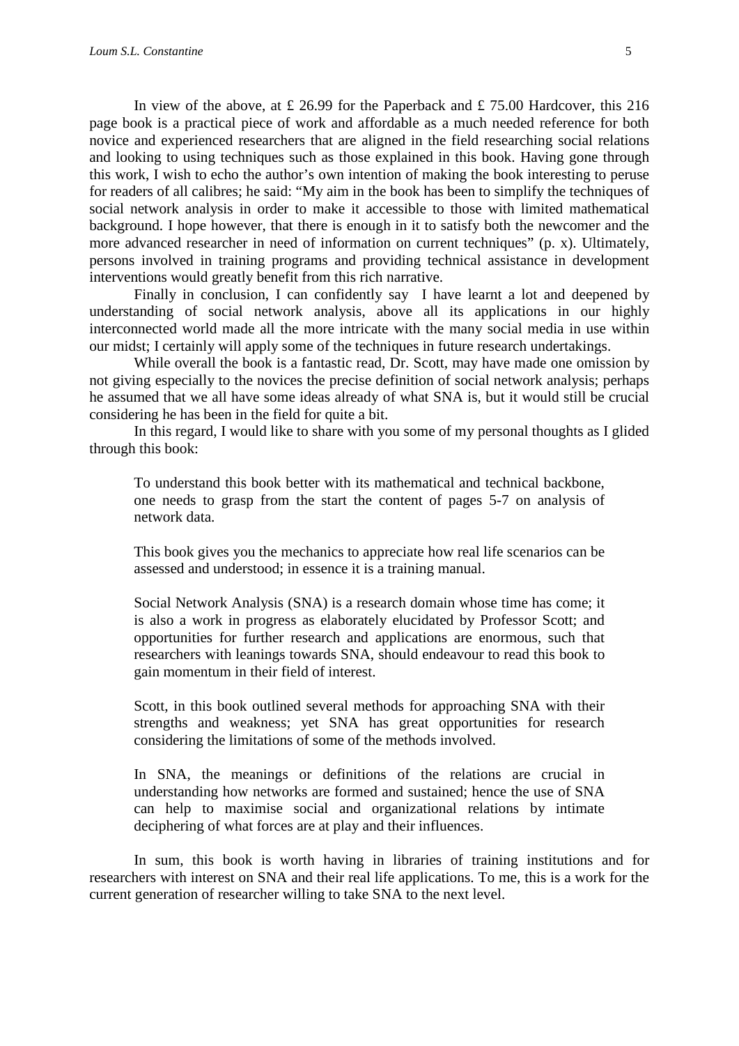In view of the above, at £ 26.99 for the Paperback and £ 75.00 Hardcover, this 216 page book is a practical piece of work and affordable as a much needed reference for both novice and experienced researchers that are aligned in the field researching social relations and looking to using techniques such as those explained in this book. Having gone through this work, I wish to echo the author's own intention of making the book interesting to peruse for readers of all calibres; he said: "My aim in the book has been to simplify the techniques of social network analysis in order to make it accessible to those with limited mathematical background. I hope however, that there is enough in it to satisfy both the newcomer and the more advanced researcher in need of information on current techniques" (p. x). Ultimately, persons involved in training programs and providing technical assistance in development interventions would greatly benefit from this rich narrative.

Finally in conclusion, I can confidently say I have learnt a lot and deepened by understanding of social network analysis, above all its applications in our highly interconnected world made all the more intricate with the many social media in use within our midst; I certainly will apply some of the techniques in future research undertakings.

While overall the book is a fantastic read, Dr. Scott, may have made one omission by not giving especially to the novices the precise definition of social network analysis; perhaps he assumed that we all have some ideas already of what SNA is, but it would still be crucial considering he has been in the field for quite a bit.

In this regard, I would like to share with you some of my personal thoughts as I glided through this book:

> To understand this book better with its mathematical and technical backbone, one needs to grasp from the start the content of pages 5-7 on analysis of network data.
>
> This book gives you the mechanics to appreciate how real life scenarios can be assessed and understood; in essence it is a training manual.
>
> Social Network Analysis (SNA) is a research domain whose time has come; it is also a work in progress as elaborately elucidated by Professor Scott; and opportunities for further research and applications are enormous, such that researchers with leanings towards SNA, should endeavour to read this book to gain momentum in their field of interest.
>
> Scott, in this book outlined several methods for approaching SNA with their strengths and weakness; yet SNA has great opportunities for research considering the limitations of some of the methods involved.
>
> In SNA, the meanings or definitions of the relations are crucial in understanding how networks are formed and sustained; hence the use of SNA can help to maximise social and organizational relations by intimate deciphering of what forces are at play and their influences.

In sum, this book is worth having in libraries of training institutions and for researchers with interest on SNA and their real life applications. To me, this is a work for the current generation of researcher willing to take SNA to the next level.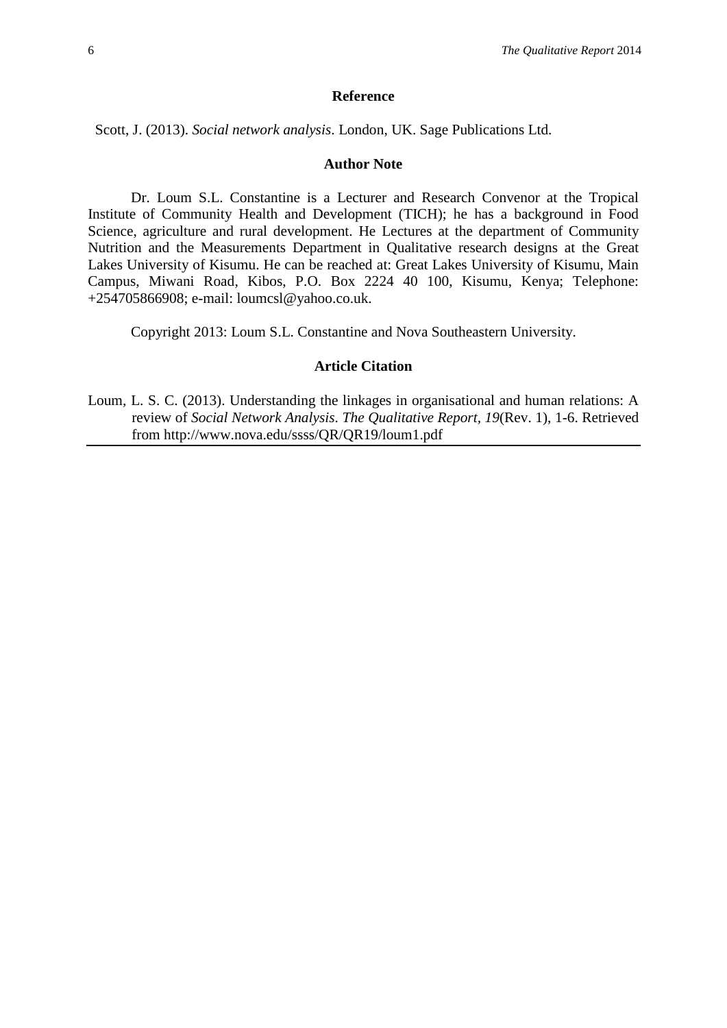## Reference

Scott, J. (2013). *Social network analysis*. London, UK. Sage Publications Ltd.

## Author Note

Dr. Loum S.L. Constantine is a Lecturer and Research Convenor at the Tropical Institute of Community Health and Development (TICH); he has a background in Food Science, agriculture and rural development. He Lectures at the department of Community Nutrition and the Measurements Department in Qualitative research designs at the Great Lakes University of Kisumu. He can be reached at: Great Lakes University of Kisumu, Main Campus, Miwani Road, Kibos, P.O. Box 2224 40 100, Kisumu, Kenya; Telephone: +254705866908; e-mail: loumcsl@yahoo.co.uk.

Copyright 2013: Loum S.L. Constantine and Nova Southeastern University.

## Article Citation

Loum, L. S. C. (2013). Understanding the linkages in organisational and human relations: A review of *Social Network Analysis*. *The Qualitative Report, 19*(Rev. 1), 1-6. Retrieved from http://www.nova.edu/ssss/QR/QR19/loum1.pdf